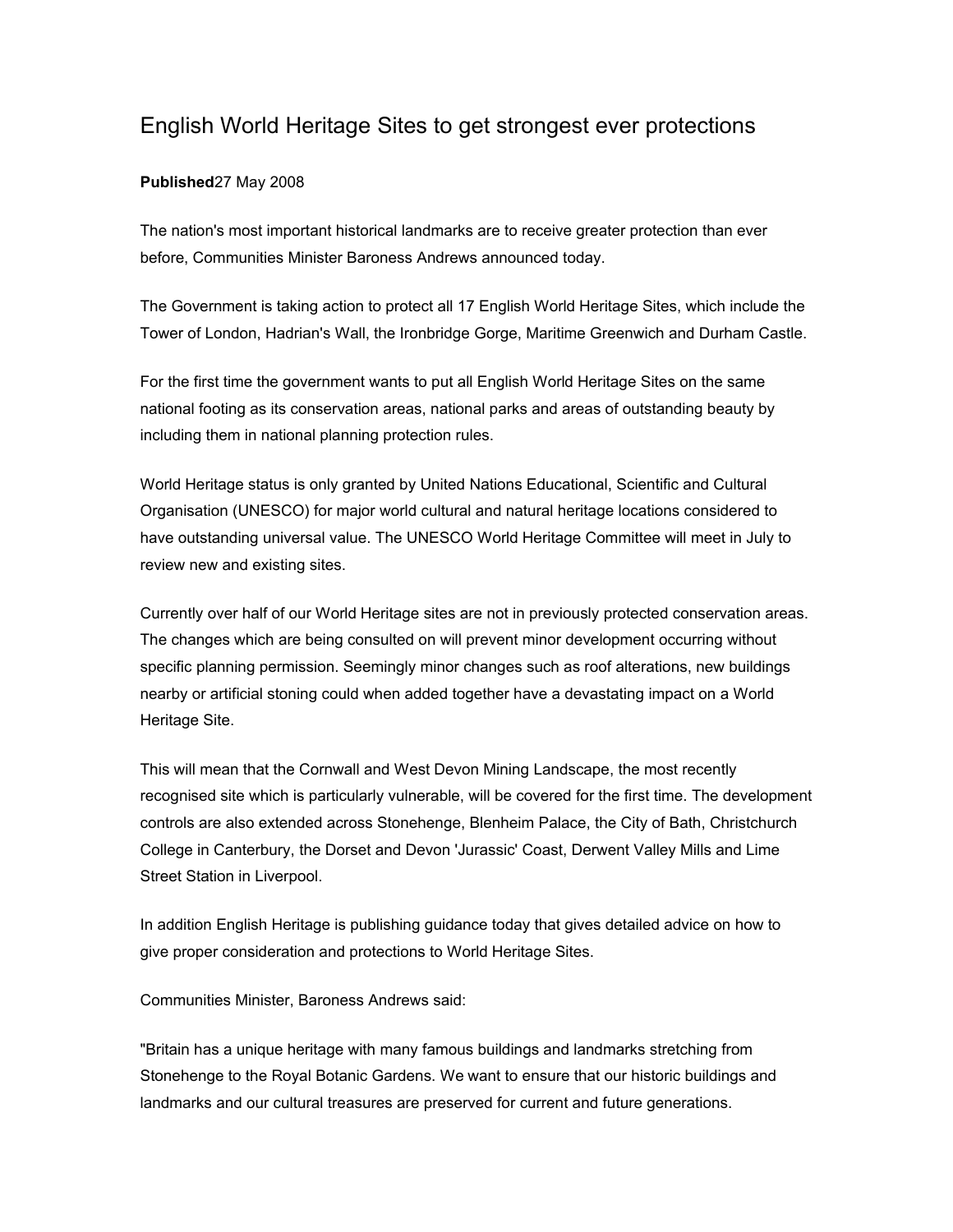# English World Heritage Sites to get strongest ever protections

**Published**27 May 2008

The nation's most important historical landmarks are to receive greater protection than ever before, Communities Minister Baroness Andrews announced today.

The Government is taking action to protect all 17 English World Heritage Sites, which include the Tower of London, Hadrian's Wall, the Ironbridge Gorge, Maritime Greenwich and Durham Castle.

For the first time the government wants to put all English World Heritage Sites on the same national footing as its conservation areas, national parks and areas of outstanding beauty by including them in national planning protection rules.

World Heritage status is only granted by United Nations Educational, Scientific and Cultural Organisation (UNESCO) for major world cultural and natural heritage locations considered to have outstanding universal value. The UNESCO World Heritage Committee will meet in July to review new and existing sites.

Currently over half of our World Heritage sites are not in previously protected conservation areas. The changes which are being consulted on will prevent minor development occurring without specific planning permission. Seemingly minor changes such as roof alterations, new buildings nearby or artificial stoning could when added together have a devastating impact on a World Heritage Site.

This will mean that the Cornwall and West Devon Mining Landscape, the most recently recognised site which is particularly vulnerable, will be covered for the first time. The development controls are also extended across Stonehenge, Blenheim Palace, the City of Bath, Christchurch College in Canterbury, the Dorset and Devon 'Jurassic' Coast, Derwent Valley Mills and Lime Street Station in Liverpool.

In addition English Heritage is publishing guidance today that gives detailed advice on how to give proper consideration and protections to World Heritage Sites.

Communities Minister, Baroness Andrews said:

"Britain has a unique heritage with many famous buildings and landmarks stretching from Stonehenge to the Royal Botanic Gardens. We want to ensure that our historic buildings and landmarks and our cultural treasures are preserved for current and future generations.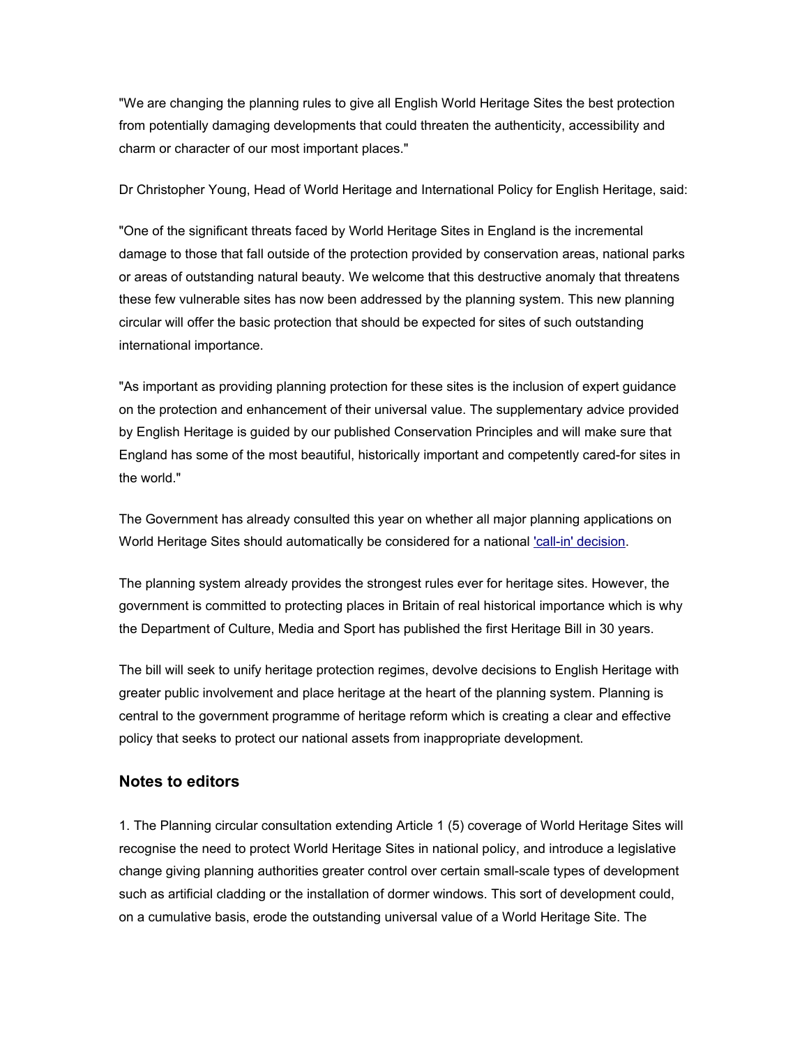"We are changing the planning rules to give all English World Heritage Sites the best protection from potentially damaging developments that could threaten the authenticity, accessibility and charm or character of our most important places."

Dr Christopher Young, Head of World Heritage and International Policy for English Heritage, said:

"One of the significant threats faced by World Heritage Sites in England is the incremental damage to those that fall outside of the protection provided by conservation areas, national parks or areas of outstanding natural beauty. We welcome that this destructive anomaly that threatens these few vulnerable sites has now been addressed by the planning system. This new planning circular will offer the basic protection that should be expected for sites of such outstanding international importance.

"As important as providing planning protection for these sites is the inclusion of expert guidance on the protection and enhancement of their universal value. The supplementary advice provided by English Heritage is guided by our published Conservation Principles and will make sure that England has some of the most beautiful, historically important and competently cared-for sites in the world."

The Government has already consulted this year on whether all major planning applications on World Heritage Sites should automatically be considered for a national 'call-in' decision.

The planning system already provides the strongest rules ever for heritage sites. However, the government is committed to protecting places in Britain of real historical importance which is why the Department of Culture, Media and Sport has published the first Heritage Bill in 30 years.

The bill will seek to unify heritage protection regimes, devolve decisions to English Heritage with greater public involvement and place heritage at the heart of the planning system. Planning is central to the government programme of heritage reform which is creating a clear and effective policy that seeks to protect our national assets from inappropriate development.

## Notes to editors

1. The Planning circular consultation extending Article 1 (5) coverage of World Heritage Sites will recognise the need to protect World Heritage Sites in national policy, and introduce a legislative change giving planning authorities greater control over certain small-scale types of development such as artificial cladding or the installation of dormer windows. This sort of development could, on a cumulative basis, erode the outstanding universal value of a World Heritage Site. The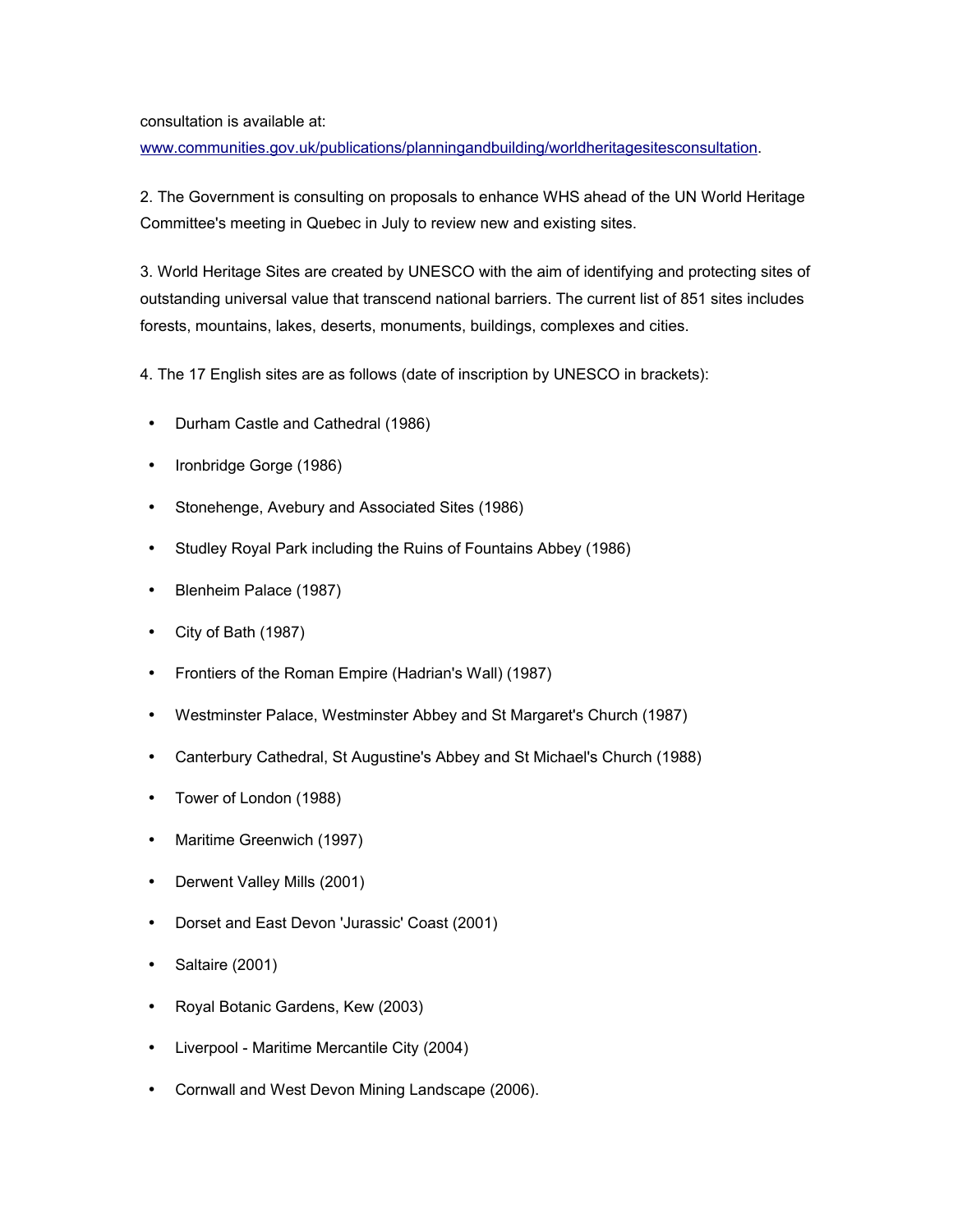consultation is available at:
[www.communities.gov.uk/publications/planningandbuilding/worldheritagesitesconsultation](www.communities.gov.uk/publications/planningandbuilding/worldheritagesitesconsultation).

2. The Government is consulting on proposals to enhance WHS ahead of the UN World Heritage Committee's meeting in Quebec in July to review new and existing sites.

3. World Heritage Sites are created by UNESCO with the aim of identifying and protecting sites of outstanding universal value that transcend national barriers. The current list of 851 sites includes forests, mountains, lakes, deserts, monuments, buildings, complexes and cities.

4. The 17 English sites are as follows (date of inscription by UNESCO in brackets):

- Durham Castle and Cathedral (1986)
- Ironbridge Gorge (1986)
- Stonehenge, Avebury and Associated Sites (1986)
- Studley Royal Park including the Ruins of Fountains Abbey (1986)
- Blenheim Palace (1987)
- City of Bath (1987)
- Frontiers of the Roman Empire (Hadrian's Wall) (1987)
- Westminster Palace, Westminster Abbey and St Margaret's Church (1987)
- Canterbury Cathedral, St Augustine's Abbey and St Michael's Church (1988)
- Tower of London (1988)
- Maritime Greenwich (1997)
- Derwent Valley Mills (2001)
- Dorset and East Devon 'Jurassic' Coast (2001)
- Saltaire (2001)
- Royal Botanic Gardens, Kew (2003)
- Liverpool - Maritime Mercantile City (2004)
- Cornwall and West Devon Mining Landscape (2006).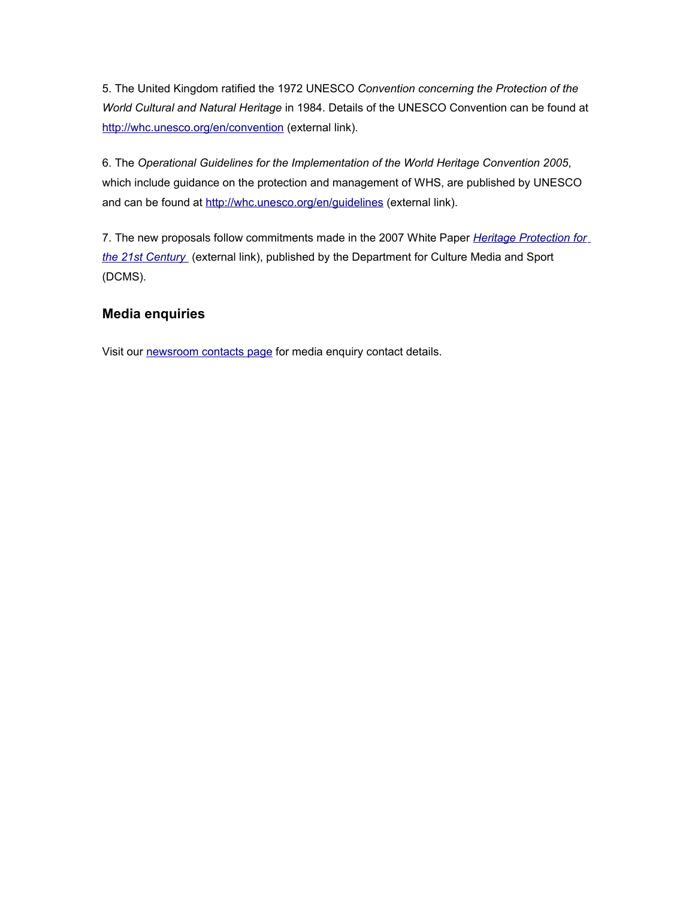5. The United Kingdom ratified the 1972 UNESCO *Convention concerning the Protection of the World Cultural and Natural Heritage* in 1984. Details of the UNESCO Convention can be found at http://whc.unesco.org/en/convention (external link).

6. The *Operational Guidelines for the Implementation of the World Heritage Convention 2005*, which include guidance on the protection and management of WHS, are published by UNESCO and can be found at http://whc.unesco.org/en/guidelines (external link).

7. The new proposals follow commitments made in the 2007 White Paper *Heritage Protection for the 21st Century* (external link), published by the Department for Culture Media and Sport (DCMS).

### Media enquiries

Visit our newsroom contacts page for media enquiry contact details.